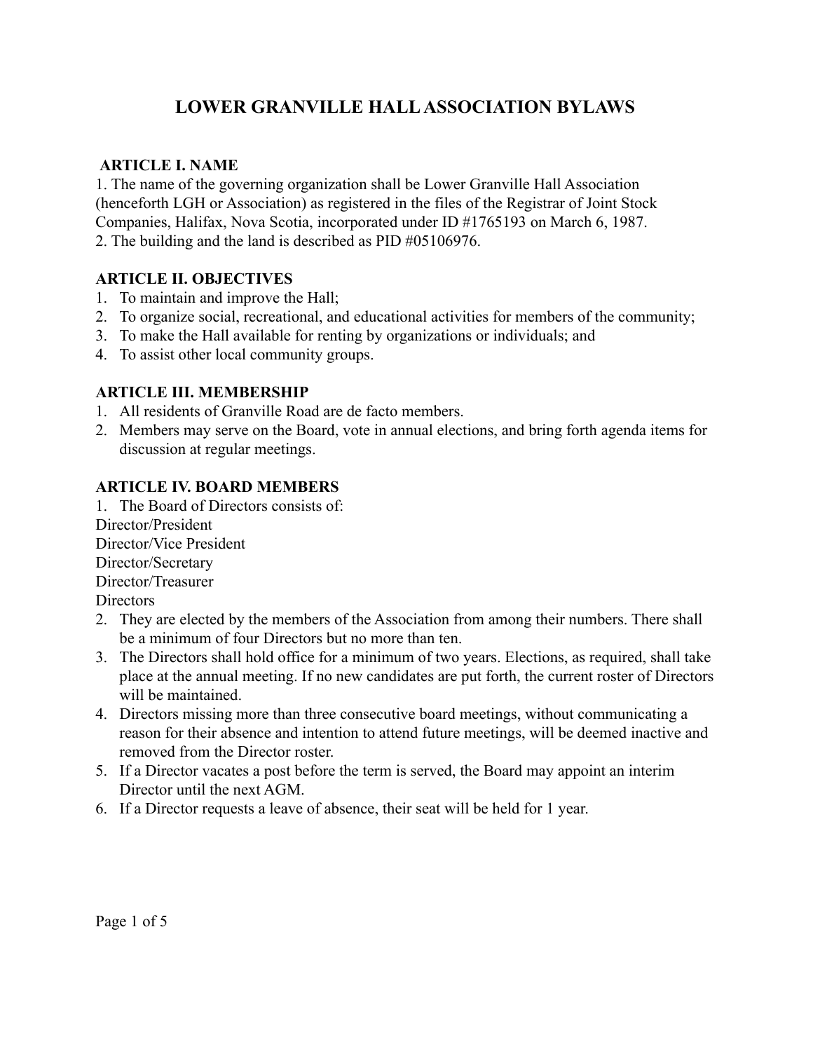# LOWER GRANVILLE HALL ASSOCIATION BYLAWS

## ARTICLE I. NAME

1. The name of the governing organization shall be Lower Granville Hall Association (henceforth LGH or Association) as registered in the files of the Registrar of Joint Stock Companies, Halifax, Nova Scotia, incorporated under ID #1765193 on March 6, 1987.
2. The building and the land is described as PID #05106976.

## ARTICLE II. OBJECTIVES

1. To maintain and improve the Hall;
2. To organize social, recreational, and educational activities for members of the community;
3. To make the Hall available for renting by organizations or individuals; and
4. To assist other local community groups.

## ARTICLE III. MEMBERSHIP

1. All residents of Granville Road are de facto members.
2. Members may serve on the Board, vote in annual elections, and bring forth agenda items for discussion at regular meetings.

## ARTICLE IV. BOARD MEMBERS

1. The Board of Directors consists of:

   Director/President
   Director/Vice President
   Director/Secretary
   Director/Treasurer
   Directors

2. They are elected by the members of the Association from among their numbers. There shall be a minimum of four Directors but no more than ten.
3. The Directors shall hold office for a minimum of two years. Elections, as required, shall take place at the annual meeting. If no new candidates are put forth, the current roster of Directors will be maintained.
4. Directors missing more than three consecutive board meetings, without communicating a reason for their absence and intention to attend future meetings, will be deemed inactive and removed from the Director roster.
5. If a Director vacates a post before the term is served, the Board may appoint an interim Director until the next AGM.
6. If a Director requests a leave of absence, their seat will be held for 1 year.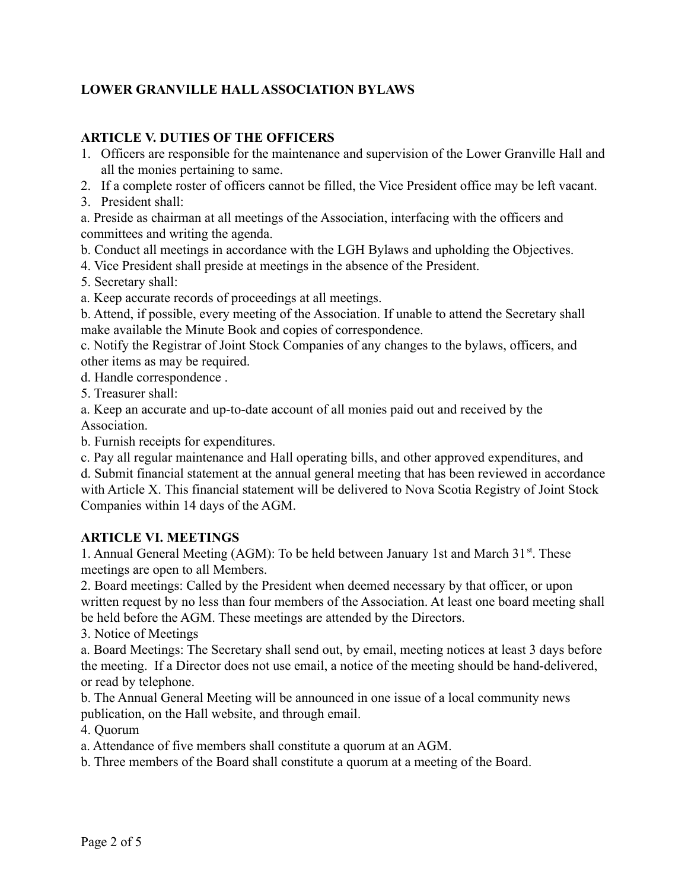# LOWER GRANVILLE HALL ASSOCIATION BYLAWS

## ARTICLE V. DUTIES OF THE OFFICERS

1. Officers are responsible for the maintenance and supervision of the Lower Granville Hall and all the monies pertaining to same.
2. If a complete roster of officers cannot be filled, the Vice President office may be left vacant.
3. President shall:

a. Preside as chairman at all meetings of the Association, interfacing with the officers and committees and writing the agenda.

b. Conduct all meetings in accordance with the LGH Bylaws and upholding the Objectives.

4. Vice President shall preside at meetings in the absence of the President.

5. Secretary shall:

a. Keep accurate records of proceedings at all meetings.

b. Attend, if possible, every meeting of the Association. If unable to attend the Secretary shall make available the Minute Book and copies of correspondence.

c. Notify the Registrar of Joint Stock Companies of any changes to the bylaws, officers, and other items as may be required.

d. Handle correspondence .

5. Treasurer shall:

a. Keep an accurate and up-to-date account of all monies paid out and received by the Association.

b. Furnish receipts for expenditures.

c. Pay all regular maintenance and Hall operating bills, and other approved expenditures, and

d. Submit financial statement at the annual general meeting that has been reviewed in accordance with Article X. This financial statement will be delivered to Nova Scotia Registry of Joint Stock Companies within 14 days of the AGM.

## ARTICLE VI. MEETINGS

1. Annual General Meeting (AGM): To be held between January 1st and March 31st. These meetings are open to all Members.

2. Board meetings: Called by the President when deemed necessary by that officer, or upon written request by no less than four members of the Association. At least one board meeting shall be held before the AGM. These meetings are attended by the Directors.

3. Notice of Meetings

a. Board Meetings: The Secretary shall send out, by email, meeting notices at least 3 days before the meeting. If a Director does not use email, a notice of the meeting should be hand-delivered, or read by telephone.

b. The Annual General Meeting will be announced in one issue of a local community news publication, on the Hall website, and through email.

4. Quorum

a. Attendance of five members shall constitute a quorum at an AGM.

b. Three members of the Board shall constitute a quorum at a meeting of the Board.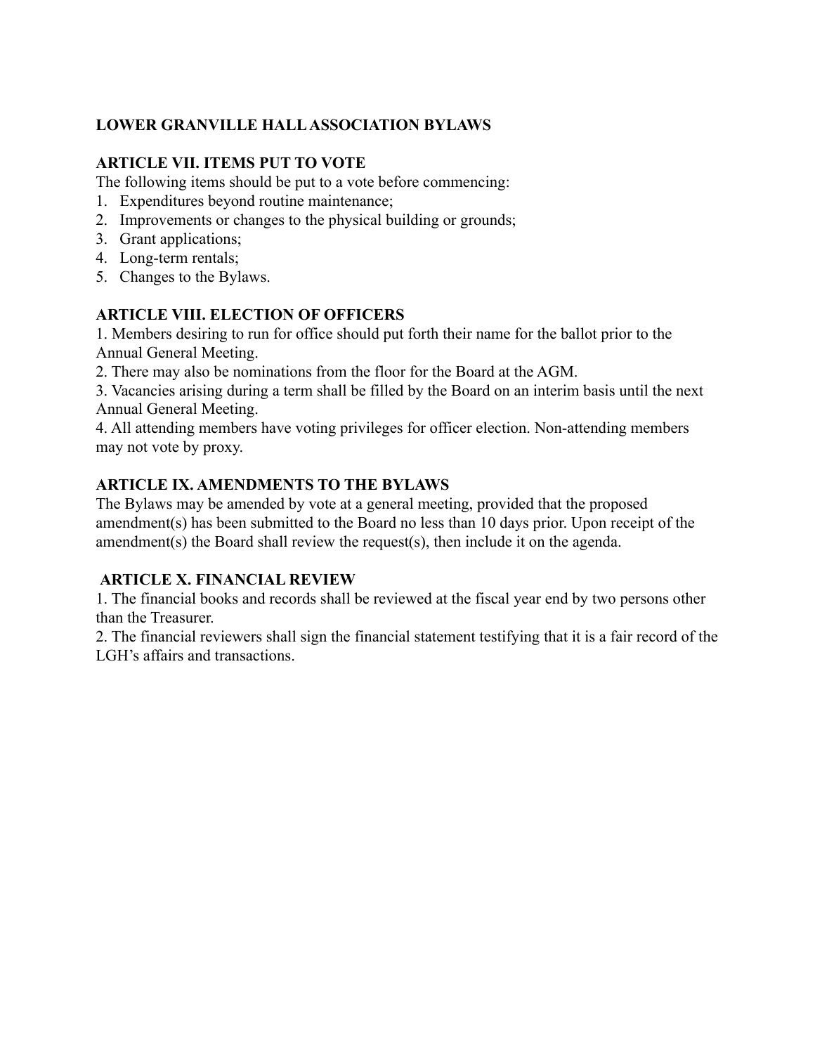**LOWER GRANVILLE HALL ASSOCIATION BYLAWS**

**ARTICLE VII. ITEMS PUT TO VOTE**

The following items should be put to a vote before commencing:

1. Expenditures beyond routine maintenance;
2. Improvements or changes to the physical building or grounds;
3. Grant applications;
4. Long-term rentals;
5. Changes to the Bylaws.

**ARTICLE VIII. ELECTION OF OFFICERS**

1. Members desiring to run for office should put forth their name for the ballot prior to the Annual General Meeting.
2. There may also be nominations from the floor for the Board at the AGM.
3. Vacancies arising during a term shall be filled by the Board on an interim basis until the next Annual General Meeting.
4. All attending members have voting privileges for officer election. Non-attending members may not vote by proxy.

**ARTICLE IX. AMENDMENTS TO THE BYLAWS**

The Bylaws may be amended by vote at a general meeting, provided that the proposed amendment(s) has been submitted to the Board no less than 10 days prior. Upon receipt of the amendment(s) the Board shall review the request(s), then include it on the agenda.

**ARTICLE X. FINANCIAL REVIEW**

1. The financial books and records shall be reviewed at the fiscal year end by two persons other than the Treasurer.
2. The financial reviewers shall sign the financial statement testifying that it is a fair record of the LGH's affairs and transactions.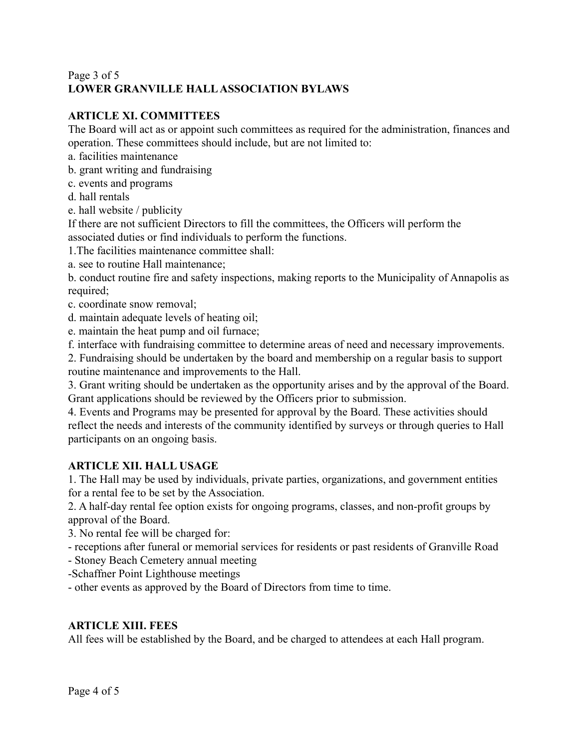**LOWER GRANVILLE HALL ASSOCIATION BYLAWS**

## ARTICLE XI. COMMITTEES

The Board will act as or appoint such committees as required for the administration, finances and operation. These committees should include, but are not limited to:

a. facilities maintenance
b. grant writing and fundraising
c. events and programs
d. hall rentals
e. hall website / publicity

If there are not sufficient Directors to fill the committees, the Officers will perform the associated duties or find individuals to perform the functions.

1.The facilities maintenance committee shall:

a. see to routine Hall maintenance;
b. conduct routine fire and safety inspections, making reports to the Municipality of Annapolis as required;
c. coordinate snow removal;
d. maintain adequate levels of heating oil;
e. maintain the heat pump and oil furnace;
f. interface with fundraising committee to determine areas of need and necessary improvements.

2. Fundraising should be undertaken by the board and membership on a regular basis to support routine maintenance and improvements to the Hall.

3. Grant writing should be undertaken as the opportunity arises and by the approval of the Board. Grant applications should be reviewed by the Officers prior to submission.

4. Events and Programs may be presented for approval by the Board. These activities should reflect the needs and interests of the community identified by surveys or through queries to Hall participants on an ongoing basis.

## ARTICLE XII. HALL USAGE

1. The Hall may be used by individuals, private parties, organizations, and government entities for a rental fee to be set by the Association.

2. A half-day rental fee option exists for ongoing programs, classes, and non-profit groups by approval of the Board.

3. No rental fee will be charged for:

- receptions after funeral or memorial services for residents or past residents of Granville Road
- Stoney Beach Cemetery annual meeting
- Schaffner Point Lighthouse meetings
- other events as approved by the Board of Directors from time to time.

## ARTICLE XIII. FEES

All fees will be established by the Board, and be charged to attendees at each Hall program.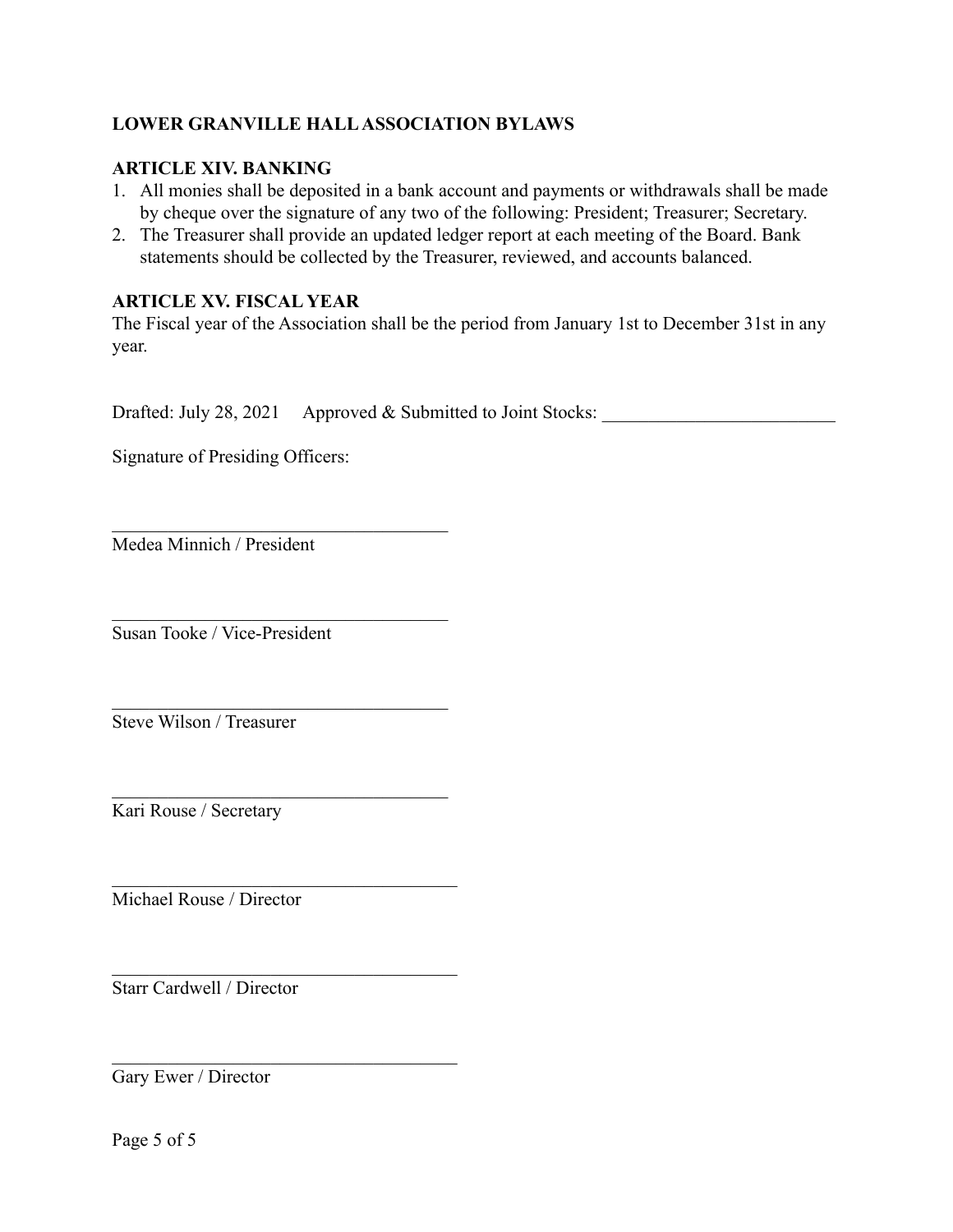**LOWER GRANVILLE HALL ASSOCIATION BYLAWS**

### ARTICLE XIV. BANKING

1. All monies shall be deposited in a bank account and payments or withdrawals shall be made by cheque over the signature of any two of the following: President; Treasurer; Secretary.
2. The Treasurer shall provide an updated ledger report at each meeting of the Board. Bank statements should be collected by the Treasurer, reviewed, and accounts balanced.

### ARTICLE XV. FISCAL YEAR

The Fiscal year of the Association shall be the period from January 1st to December 31st in any year.

Drafted: July 28, 2021     Approved & Submitted to Joint Stocks: _________________________

Signature of Presiding Officers:

___________________________________
Medea Minnich / President

___________________________________
Susan Tooke / Vice-President

___________________________________
Steve Wilson / Treasurer

___________________________________
Kari Rouse / Secretary

___________________________________
Michael Rouse / Director

___________________________________
Starr Cardwell / Director

___________________________________
Gary Ewer / Director